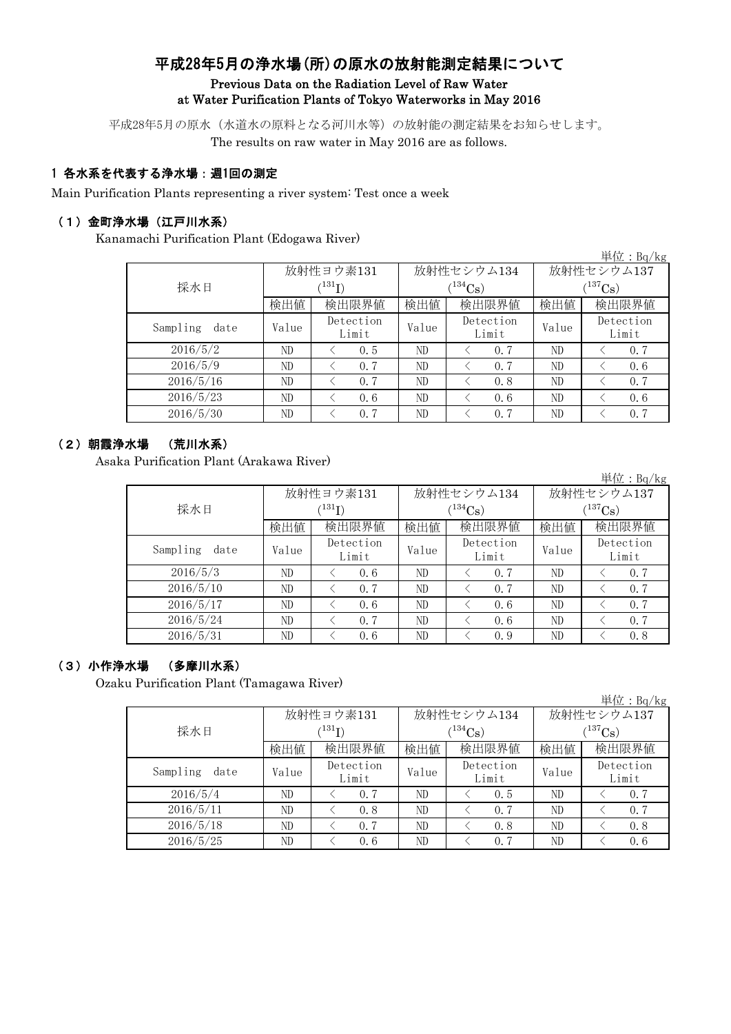# 平成28年5月の浄水場(所)の原水の放射能測定結果について

**Previous Data on the Radiation Level of Raw Water at Water Purification Plants of Tokyo Waterworks in May 2016**

平成28年5月の原水（水道水の原料となる河川水等）の放射能の測定結果をお知らせします。
The results on raw water in May 2016 are as follows.

## 1 各水系を代表する浄水場：週1回の測定

Main Purification Plants representing a river system: Test once a week

### （1）金町浄水場（江戸川水系）

Kanamachi Purification Plant (Edogawa River)

単位：Bq/kg

| 採水日 | 放射性ヨウ素131 ($^{131}I$) | | 放射性セシウム134 ($^{134}Cs$) | | 放射性セシウム137 ($^{137}Cs$) | |
|---|---|---|---|---|---|---|
| | 検出値 | 検出限界値 | 検出値 | 検出限界値 | 検出値 | 検出限界値 |
| Sampling date | Value | Detection Limit | Value | Detection Limit | Value | Detection Limit |
| 2016/5/2 | ND | < 0.5 | ND | < 0.7 | ND | < 0.7 |
| 2016/5/9 | ND | < 0.7 | ND | < 0.7 | ND | < 0.6 |
| 2016/5/16 | ND | < 0.7 | ND | < 0.8 | ND | < 0.7 |
| 2016/5/23 | ND | < 0.6 | ND | < 0.6 | ND | < 0.6 |
| 2016/5/30 | ND | < 0.7 | ND | < 0.7 | ND | < 0.7 |

### （2）朝霞浄水場 （荒川水系）

Asaka Purification Plant (Arakawa River)

単位：Bq/kg

| 採水日 | 放射性ヨウ素131 ($^{131}I$) | | 放射性セシウム134 ($^{134}Cs$) | | 放射性セシウム137 ($^{137}Cs$) | |
|---|---|---|---|---|---|---|
| | 検出値 | 検出限界値 | 検出値 | 検出限界値 | 検出値 | 検出限界値 |
| Sampling date | Value | Detection Limit | Value | Detection Limit | Value | Detection Limit |
| 2016/5/3 | ND | < 0.6 | ND | < 0.7 | ND | < 0.7 |
| 2016/5/10 | ND | < 0.7 | ND | < 0.7 | ND | < 0.7 |
| 2016/5/17 | ND | < 0.6 | ND | < 0.6 | ND | < 0.7 |
| 2016/5/24 | ND | < 0.7 | ND | < 0.6 | ND | < 0.7 |
| 2016/5/31 | ND | < 0.6 | ND | < 0.9 | ND | < 0.8 |

### （3）小作浄水場 （多摩川水系）

Ozaku Purification Plant (Tamagawa River)

単位：Bq/kg

| 採水日 | 放射性ヨウ素131 ($^{131}I$) | | 放射性セシウム134 ($^{134}Cs$) | | 放射性セシウム137 ($^{137}Cs$) | |
|---|---|---|---|---|---|---|
| | 検出値 | 検出限界値 | 検出値 | 検出限界値 | 検出値 | 検出限界値 |
| Sampling date | Value | Detection Limit | Value | Detection Limit | Value | Detection Limit |
| 2016/5/4 | ND | < 0.7 | ND | < 0.5 | ND | < 0.7 |
| 2016/5/11 | ND | < 0.8 | ND | < 0.7 | ND | < 0.7 |
| 2016/5/18 | ND | < 0.7 | ND | < 0.8 | ND | < 0.8 |
| 2016/5/25 | ND | < 0.6 | ND | < 0.7 | ND | < 0.6 |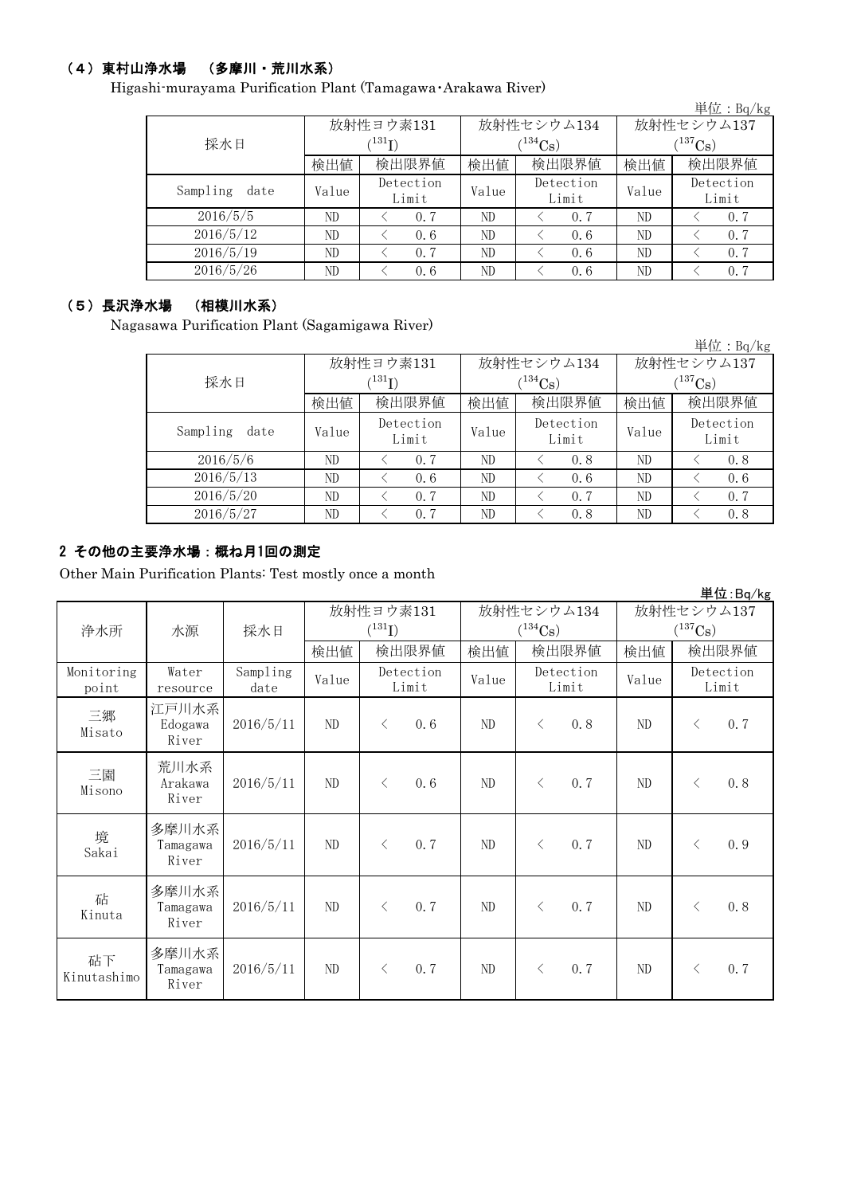### （4）東村山浄水場　（多摩川・荒川水系）

Higashi-murayama Purification Plant (Tamagawa･Arakawa River)

単位：Bq/kg

| 採水日 | 放射性ヨウ素131 ($^{131}$I) | | 放射性セシウム134 ($^{134}$Cs) | | 放射性セシウム137 ($^{137}$Cs) | |
|---|---|---|---|---|---|---|
| | 検出値 | 検出限界値 | 検出値 | 検出限界値 | 検出値 | 検出限界値 |
| Sampling date | Value | Detection Limit | Value | Detection Limit | Value | Detection Limit |
| 2016/5/5 | ND | ＜ 0.7 | ND | ＜ 0.7 | ND | ＜ 0.7 |
| 2016/5/12 | ND | ＜ 0.6 | ND | ＜ 0.6 | ND | ＜ 0.7 |
| 2016/5/19 | ND | ＜ 0.7 | ND | ＜ 0.6 | ND | ＜ 0.7 |
| 2016/5/26 | ND | ＜ 0.6 | ND | ＜ 0.6 | ND | ＜ 0.7 |

### （5）長沢浄水場　（相模川水系）

Nagasawa Purification Plant (Sagamigawa River)

単位：Bq/kg

| 採水日 | 放射性ヨウ素131 ($^{131}$I) | | 放射性セシウム134 ($^{134}$Cs) | | 放射性セシウム137 ($^{137}$Cs) | |
|---|---|---|---|---|---|---|
| | 検出値 | 検出限界値 | 検出値 | 検出限界値 | 検出値 | 検出限界値 |
| Sampling date | Value | Detection Limit | Value | Detection Limit | Value | Detection Limit |
| 2016/5/6 | ND | ＜ 0.7 | ND | ＜ 0.8 | ND | ＜ 0.8 |
| 2016/5/13 | ND | ＜ 0.6 | ND | ＜ 0.6 | ND | ＜ 0.6 |
| 2016/5/20 | ND | ＜ 0.7 | ND | ＜ 0.7 | ND | ＜ 0.7 |
| 2016/5/27 | ND | ＜ 0.7 | ND | ＜ 0.8 | ND | ＜ 0.8 |

## 2 その他の主要浄水場：概ね月1回の測定

Other Main Purification Plants: Test mostly once a month

単位:Bq/kg

| 浄水所 | 水源 | 採水日 | 放射性ヨウ素131 ($^{131}$I) | | 放射性セシウム134 ($^{134}$Cs) | | 放射性セシウム137 ($^{137}$Cs) | |
|---|---|---|---|---|---|---|---|---|
| | | | 検出値 | 検出限界値 | 検出値 | 検出限界値 | 検出値 | 検出限界値 |
| Monitoring point | Water resource | Sampling date | Value | Detection Limit | Value | Detection Limit | Value | Detection Limit |
| 三郷 Misato | 江戸川水系 Edogawa River | 2016/5/11 | ND | ＜ 0.6 | ND | ＜ 0.8 | ND | ＜ 0.7 |
| 三園 Misono | 荒川水系 Arakawa River | 2016/5/11 | ND | ＜ 0.6 | ND | ＜ 0.7 | ND | ＜ 0.8 |
| 境 Sakai | 多摩川水系 Tamagawa River | 2016/5/11 | ND | ＜ 0.7 | ND | ＜ 0.7 | ND | ＜ 0.9 |
| 砧 Kinuta | 多摩川水系 Tamagawa River | 2016/5/11 | ND | ＜ 0.7 | ND | ＜ 0.7 | ND | ＜ 0.8 |
| 砧下 Kinutashimo | 多摩川水系 Tamagawa River | 2016/5/11 | ND | ＜ 0.7 | ND | ＜ 0.7 | ND | ＜ 0.7 |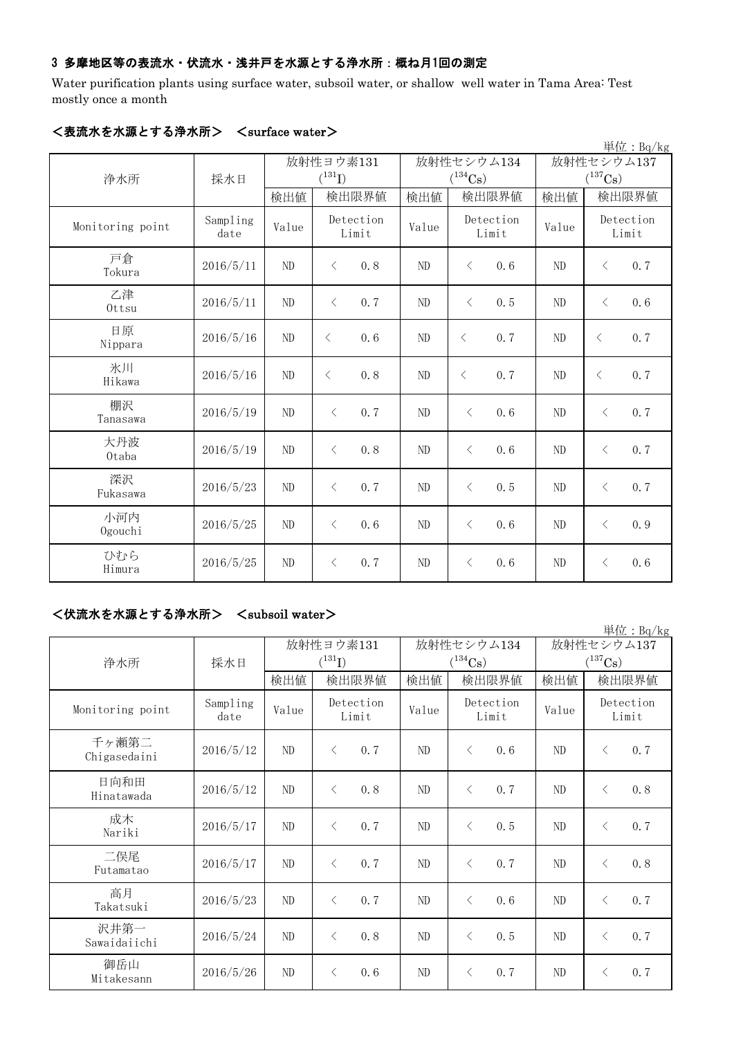### 3 多摩地区等の表流水・伏流水・浅井戸を水源とする浄水所：概ね月1回の測定

Water purification plants using surface water, subsoil water, or shallow well water in Tama Area: Test mostly once a month

#### ＜表流水を水源とする浄水所＞ ＜surface water＞

単位：Bq/kg

| 浄水所 | 採水日 | 放射性ヨウ素131 ($^{131}I$) | | 放射性セシウム134 ($^{134}Cs$) | | 放射性セシウム137 ($^{137}Cs$) | |
|---|---|---|---|---|---|---|---|
| | | 検出値 | 検出限界値 | 検出値 | 検出限界値 | 検出値 | 検出限界値 |
| Monitoring point | Sampling date | Value | Detection Limit | Value | Detection Limit | Value | Detection Limit |
| 戸倉 Tokura | 2016/5/11 | ND | ＜ 0.8 | ND | ＜ 0.6 | ND | ＜ 0.7 |
| 乙津 Ottsu | 2016/5/11 | ND | ＜ 0.7 | ND | ＜ 0.5 | ND | ＜ 0.6 |
| 日原 Nippara | 2016/5/16 | ND | ＜ 0.6 | ND | ＜ 0.7 | ND | ＜ 0.7 |
| 氷川 Hikawa | 2016/5/16 | ND | ＜ 0.8 | ND | ＜ 0.7 | ND | ＜ 0.7 |
| 棚沢 Tanasawa | 2016/5/19 | ND | ＜ 0.7 | ND | ＜ 0.6 | ND | ＜ 0.7 |
| 大丹波 Otaba | 2016/5/19 | ND | ＜ 0.8 | ND | ＜ 0.6 | ND | ＜ 0.7 |
| 深沢 Fukasawa | 2016/5/23 | ND | ＜ 0.7 | ND | ＜ 0.5 | ND | ＜ 0.7 |
| 小河内 Ogouchi | 2016/5/25 | ND | ＜ 0.6 | ND | ＜ 0.6 | ND | ＜ 0.9 |
| ひむら Himura | 2016/5/25 | ND | ＜ 0.7 | ND | ＜ 0.6 | ND | ＜ 0.6 |

#### ＜伏流水を水源とする浄水所＞ ＜subsoil water＞

単位：Bq/kg

| 浄水所 | 採水日 | 放射性ヨウ素131 ($^{131}I$) | | 放射性セシウム134 ($^{134}Cs$) | | 放射性セシウム137 ($^{137}Cs$) | |
|---|---|---|---|---|---|---|---|
| | | 検出値 | 検出限界値 | 検出値 | 検出限界値 | 検出値 | 検出限界値 |
| Monitoring point | Sampling date | Value | Detection Limit | Value | Detection Limit | Value | Detection Limit |
| 千ヶ瀬第二 Chigasedaini | 2016/5/12 | ND | ＜ 0.7 | ND | ＜ 0.6 | ND | ＜ 0.7 |
| 日向和田 Hinatawada | 2016/5/12 | ND | ＜ 0.8 | ND | ＜ 0.7 | ND | ＜ 0.8 |
| 成木 Nariki | 2016/5/17 | ND | ＜ 0.7 | ND | ＜ 0.5 | ND | ＜ 0.7 |
| 二俣尾 Futamatao | 2016/5/17 | ND | ＜ 0.7 | ND | ＜ 0.7 | ND | ＜ 0.8 |
| 高月 Takatsuki | 2016/5/23 | ND | ＜ 0.7 | ND | ＜ 0.6 | ND | ＜ 0.7 |
| 沢井第一 Sawaidaiichi | 2016/5/24 | ND | ＜ 0.8 | ND | ＜ 0.5 | ND | ＜ 0.7 |
| 御岳山 Mitakesann | 2016/5/26 | ND | ＜ 0.6 | ND | ＜ 0.7 | ND | ＜ 0.7 |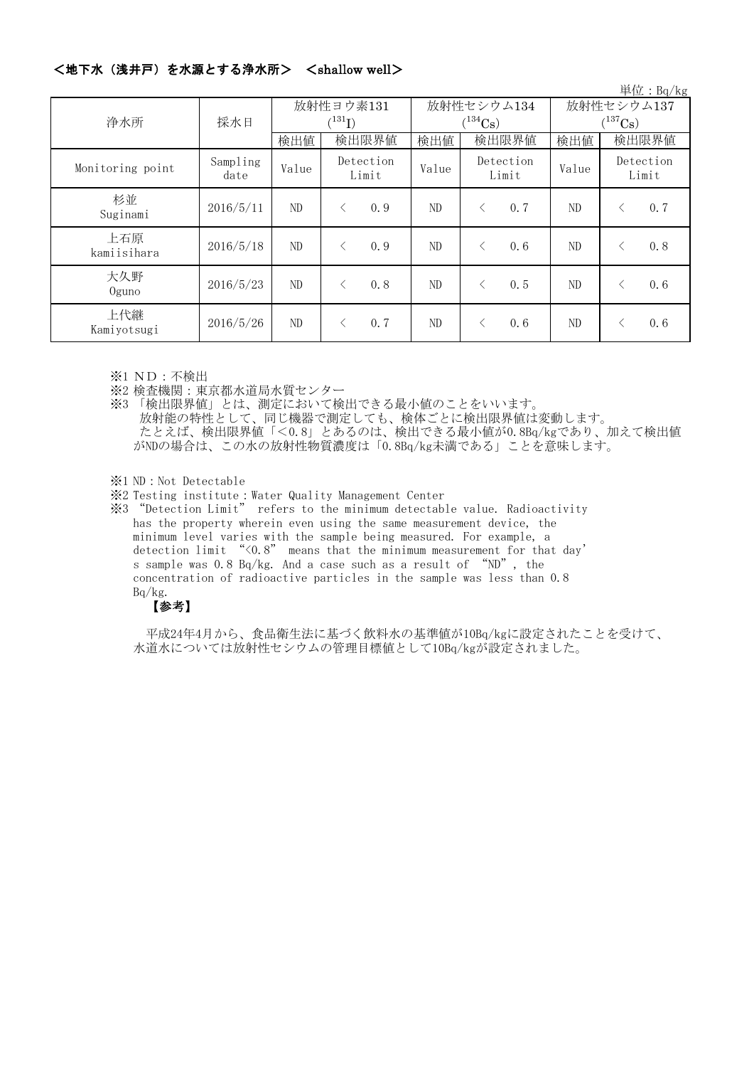## ＜地下水（浅井戸）を水源とする浄水所＞　＜shallow well＞

単位：Bq/kg

| 浄水所 | 採水日 | 放射性ヨウ素131 ($^{131}I$) | | 放射性セシウム134 ($^{134}Cs$) | | 放射性セシウム137 ($^{137}Cs$) | |
|---|---|---|---|---|---|---|---|
| | | 検出値 | 検出限界値 | 検出値 | 検出限界値 | 検出値 | 検出限界値 |
| Monitoring point | Sampling date | Value | Detection Limit | Value | Detection Limit | Value | Detection Limit |
| 杉並 Suginami | 2016/5/11 | ND | ＜ 0.9 | ND | ＜ 0.7 | ND | ＜ 0.7 |
| 上石原 kamiisihara | 2016/5/18 | ND | ＜ 0.9 | ND | ＜ 0.6 | ND | ＜ 0.8 |
| 大久野 Oguno | 2016/5/23 | ND | ＜ 0.8 | ND | ＜ 0.5 | ND | ＜ 0.6 |
| 上代継 Kamiyotsugi | 2016/5/26 | ND | ＜ 0.7 | ND | ＜ 0.6 | ND | ＜ 0.6 |

※1 ＮＤ：不検出

※2 検査機関：東京都水道局水質センター

※3 「検出限界値」とは、測定において検出できる最小値のことをいいます。
放射能の特性として、同じ機器で測定しても、検体ごとに検出限界値は変動します。
たとえば、検出限界値「＜0.8」とあるのは、検出できる最小値が0.8Bq/kgであり、加えて検出値がNDの場合は、この水の放射性物質濃度は「0.8Bq/kg未満である」ことを意味します。

※1 ND：Not Detectable

※2 Testing institute：Water Quality Management Center

※3 "Detection Limit" refers to the minimum detectable value. Radioactivity has the property wherein even using the same measurement device, the minimum level varies with the sample being measured. For example, a detection limit "<0.8" means that the minimum measurement for that day's sample was 0.8 Bq/kg. And a case such as a result of "ND", the concentration of radioactive particles in the sample was less than 0.8 Bq/kg.

【参考】

平成24年4月から、食品衛生法に基づく飲料水の基準値が10Bq/kgに設定されたことを受けて、水道水については放射性セシウムの管理目標値として10Bq/kgが設定されました。